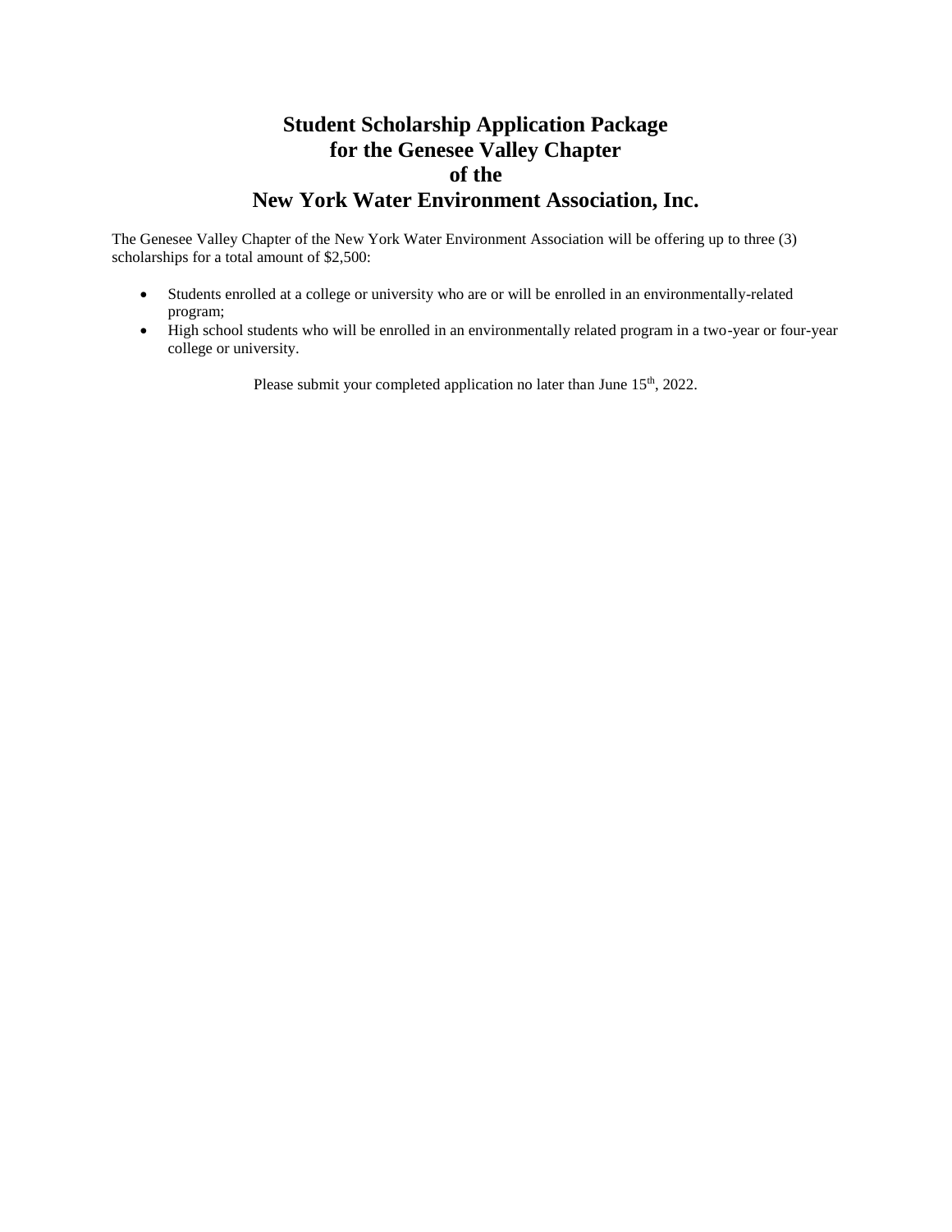# Student Scholarship Application Package for the Genesee Valley Chapter of the New York Water Environment Association, Inc.

The Genesee Valley Chapter of the New York Water Environment Association will be offering up to three (3) scholarships for a total amount of $2,500:

- Students enrolled at a college or university who are or will be enrolled in an environmentally-related program;
- High school students who will be enrolled in an environmentally related program in a two-year or four-year college or university.

Please submit your completed application no later than June 15th, 2022.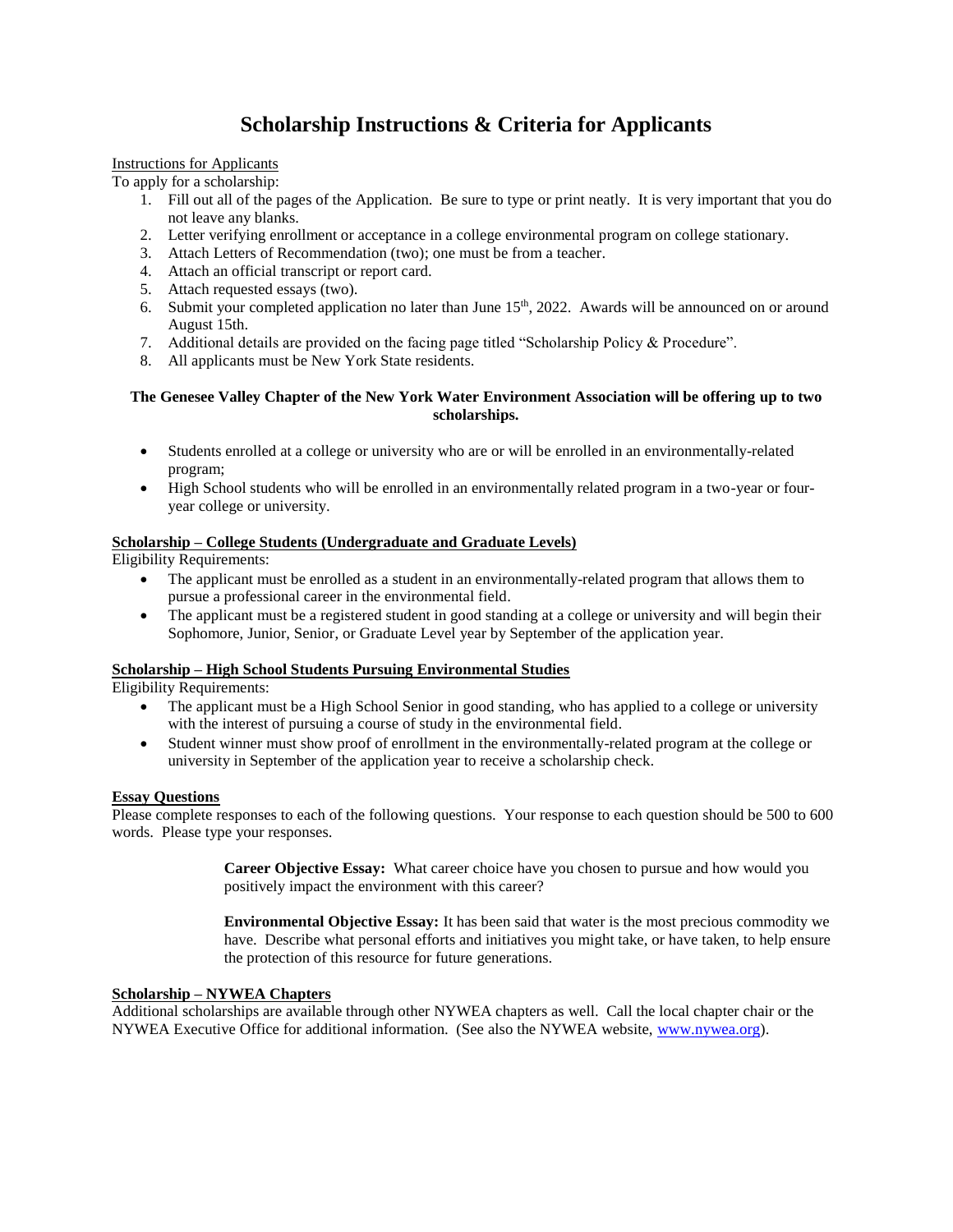# Scholarship Instructions & Criteria for Applicants

Instructions for Applicants

To apply for a scholarship:

1. Fill out all of the pages of the Application. Be sure to type or print neatly. It is very important that you do not leave any blanks.
2. Letter verifying enrollment or acceptance in a college environmental program on college stationary.
3. Attach Letters of Recommendation (two); one must be from a teacher.
4. Attach an official transcript or report card.
5. Attach requested essays (two).
6. Submit your completed application no later than June 15th, 2022. Awards will be announced on or around August 15th.
7. Additional details are provided on the facing page titled "Scholarship Policy & Procedure".
8. All applicants must be New York State residents.

**The Genesee Valley Chapter of the New York Water Environment Association will be offering up to two scholarships.**

- Students enrolled at a college or university who are or will be enrolled in an environmentally-related program;
- High School students who will be enrolled in an environmentally related program in a two-year or four-year college or university.

**Scholarship – College Students (Undergraduate and Graduate Levels)**

Eligibility Requirements:

- The applicant must be enrolled as a student in an environmentally-related program that allows them to pursue a professional career in the environmental field.
- The applicant must be a registered student in good standing at a college or university and will begin their Sophomore, Junior, Senior, or Graduate Level year by September of the application year.

**Scholarship – High School Students Pursuing Environmental Studies**

Eligibility Requirements:

- The applicant must be a High School Senior in good standing, who has applied to a college or university with the interest of pursuing a course of study in the environmental field.
- Student winner must show proof of enrollment in the environmentally-related program at the college or university in September of the application year to receive a scholarship check.

**Essay Questions**

Please complete responses to each of the following questions. Your response to each question should be 500 to 600 words. Please type your responses.

> **Career Objective Essay:** What career choice have you chosen to pursue and how would you positively impact the environment with this career?
>
> **Environmental Objective Essay:** It has been said that water is the most precious commodity we have. Describe what personal efforts and initiatives you might take, or have taken, to help ensure the protection of this resource for future generations.

**Scholarship – NYWEA Chapters**

Additional scholarships are available through other NYWEA chapters as well. Call the local chapter chair or the NYWEA Executive Office for additional information. (See also the NYWEA website, www.nywea.org).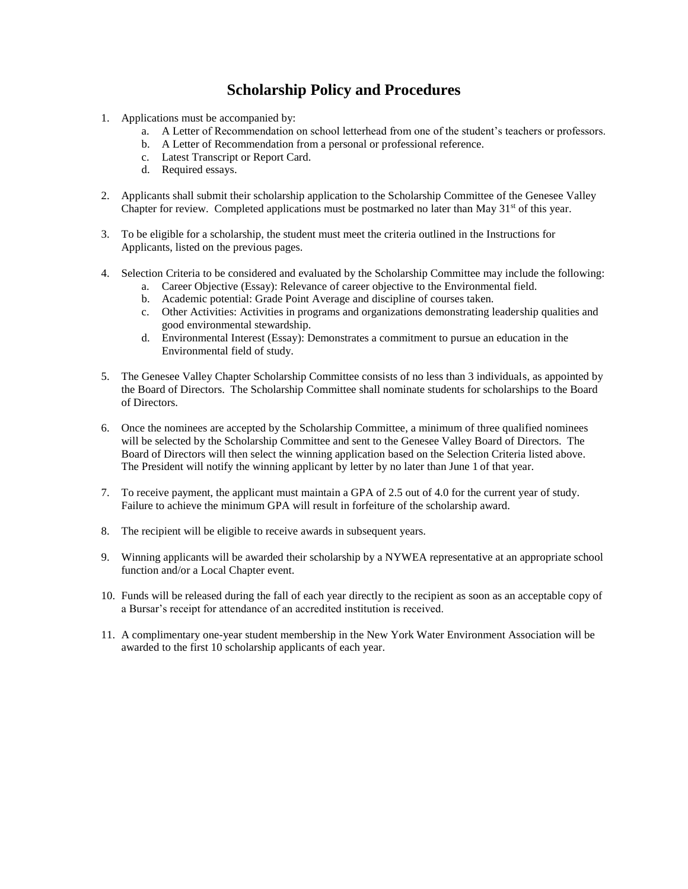# Scholarship Policy and Procedures

1. Applications must be accompanied by:
    a. A Letter of Recommendation on school letterhead from one of the student's teachers or professors.
    b. A Letter of Recommendation from a personal or professional reference.
    c. Latest Transcript or Report Card.
    d. Required essays.

2. Applicants shall submit their scholarship application to the Scholarship Committee of the Genesee Valley Chapter for review. Completed applications must be postmarked no later than May 31st of this year.

3. To be eligible for a scholarship, the student must meet the criteria outlined in the Instructions for Applicants, listed on the previous pages.

4. Selection Criteria to be considered and evaluated by the Scholarship Committee may include the following:
    a. Career Objective (Essay): Relevance of career objective to the Environmental field.
    b. Academic potential: Grade Point Average and discipline of courses taken.
    c. Other Activities: Activities in programs and organizations demonstrating leadership qualities and good environmental stewardship.
    d. Environmental Interest (Essay): Demonstrates a commitment to pursue an education in the Environmental field of study.

5. The Genesee Valley Chapter Scholarship Committee consists of no less than 3 individuals, as appointed by the Board of Directors. The Scholarship Committee shall nominate students for scholarships to the Board of Directors.

6. Once the nominees are accepted by the Scholarship Committee, a minimum of three qualified nominees will be selected by the Scholarship Committee and sent to the Genesee Valley Board of Directors. The Board of Directors will then select the winning application based on the Selection Criteria listed above. The President will notify the winning applicant by letter by no later than June 1 of that year.

7. To receive payment, the applicant must maintain a GPA of 2.5 out of 4.0 for the current year of study. Failure to achieve the minimum GPA will result in forfeiture of the scholarship award.

8. The recipient will be eligible to receive awards in subsequent years.

9. Winning applicants will be awarded their scholarship by a NYWEA representative at an appropriate school function and/or a Local Chapter event.

10. Funds will be released during the fall of each year directly to the recipient as soon as an acceptable copy of a Bursar's receipt for attendance of an accredited institution is received.

11. A complimentary one-year student membership in the New York Water Environment Association will be awarded to the first 10 scholarship applicants of each year.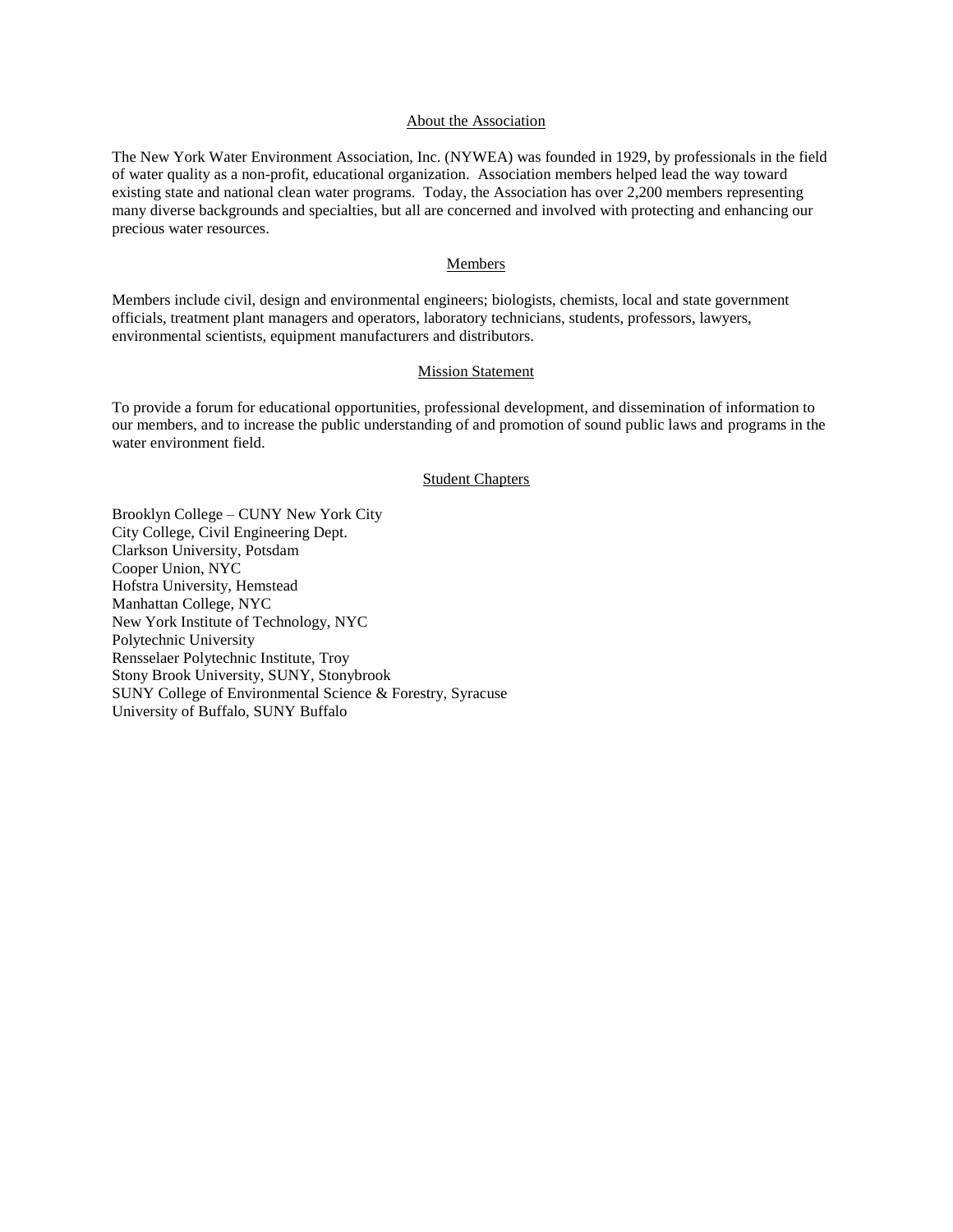## About the Association

The New York Water Environment Association, Inc. (NYWEA) was founded in 1929, by professionals in the field of water quality as a non-profit, educational organization. Association members helped lead the way toward existing state and national clean water programs. Today, the Association has over 2,200 members representing many diverse backgrounds and specialties, but all are concerned and involved with protecting and enhancing our precious water resources.

## Members

Members include civil, design and environmental engineers; biologists, chemists, local and state government officials, treatment plant managers and operators, laboratory technicians, students, professors, lawyers, environmental scientists, equipment manufacturers and distributors.

## Mission Statement

To provide a forum for educational opportunities, professional development, and dissemination of information to our members, and to increase the public understanding of and promotion of sound public laws and programs in the water environment field.

## Student Chapters

Brooklyn College – CUNY New York City
City College, Civil Engineering Dept.
Clarkson University, Potsdam
Cooper Union, NYC
Hofstra University, Hemstead
Manhattan College, NYC
New York Institute of Technology, NYC
Polytechnic University
Rensselaer Polytechnic Institute, Troy
Stony Brook University, SUNY, Stonybrook
SUNY College of Environmental Science & Forestry, Syracuse
University of Buffalo, SUNY Buffalo